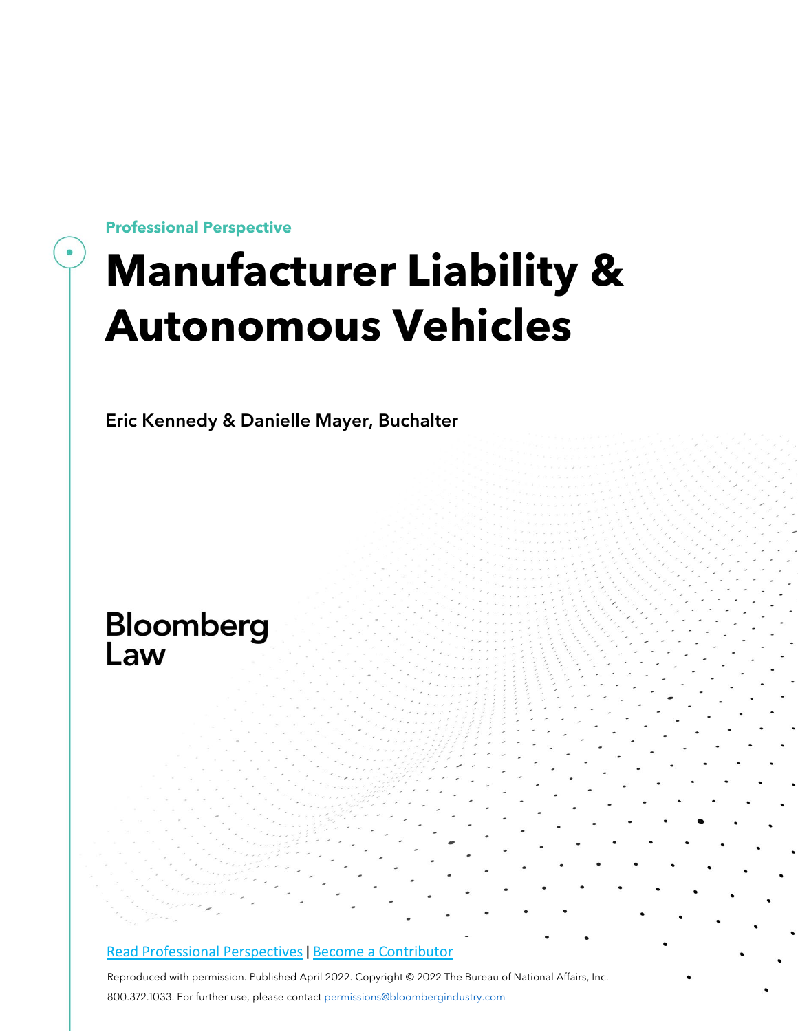Professional Perspective

# Manufacturer Liability & Autonomous Vehicles

Eric Kennedy & Danielle Mayer, Buchalter

Bloomberg Law

[Read Professional Perspectives](#) | [Become a Contributor](#)

Reproduced with permission. Published April 2022. Copyright © 2022 The Bureau of National Affairs, Inc. 800.372.1033. For further use, please contact [permissions@bloombergindustry.com](mailto:permissions@bloombergindustry.com)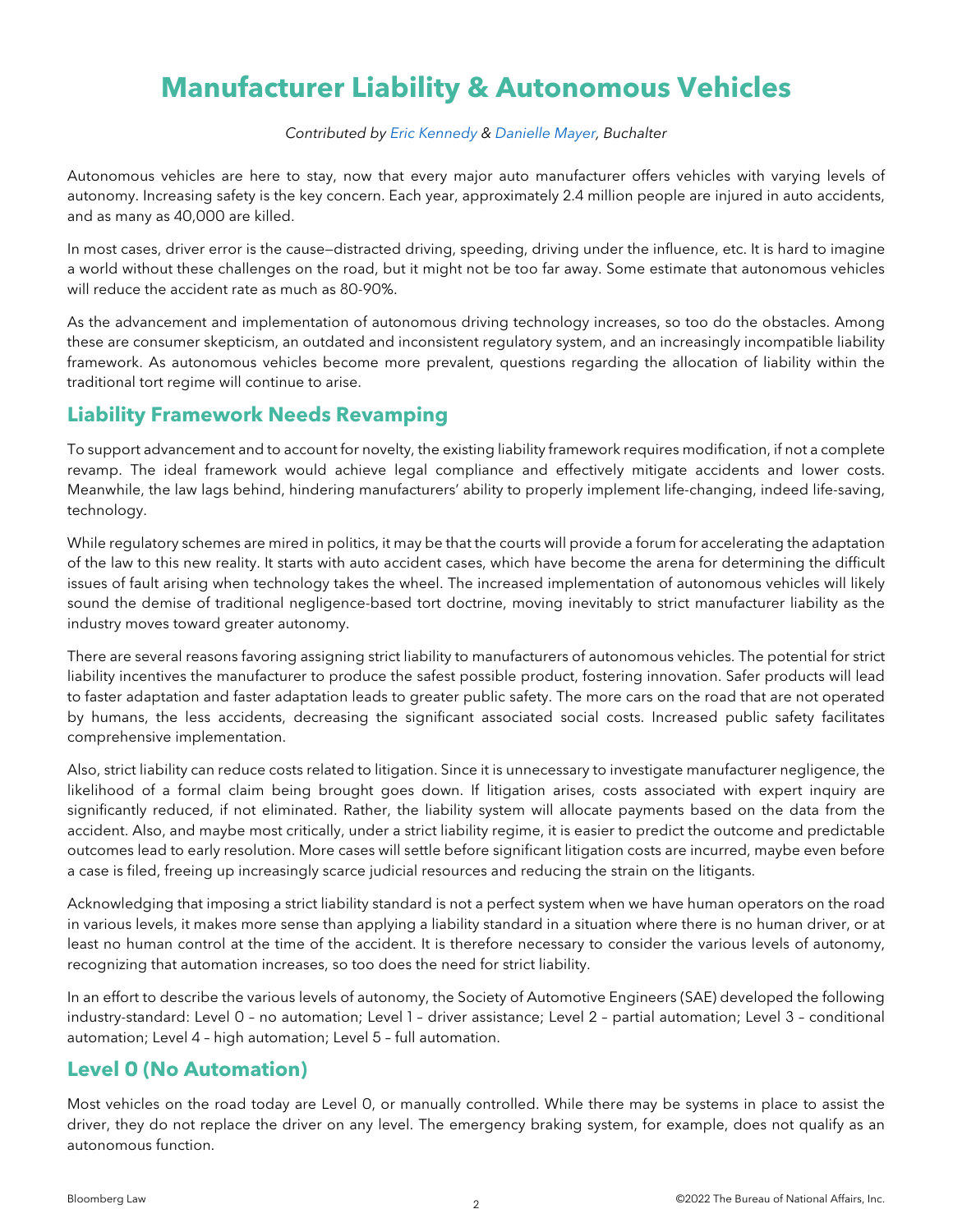# Manufacturer Liability & Autonomous Vehicles

*Contributed by Eric Kennedy & Danielle Mayer, Buchalter*

Autonomous vehicles are here to stay, now that every major auto manufacturer offers vehicles with varying levels of autonomy. Increasing safety is the key concern. Each year, approximately 2.4 million people are injured in auto accidents, and as many as 40,000 are killed.

In most cases, driver error is the cause—distracted driving, speeding, driving under the influence, etc. It is hard to imagine a world without these challenges on the road, but it might not be too far away. Some estimate that autonomous vehicles will reduce the accident rate as much as 80-90%.

As the advancement and implementation of autonomous driving technology increases, so too do the obstacles. Among these are consumer skepticism, an outdated and inconsistent regulatory system, and an increasingly incompatible liability framework. As autonomous vehicles become more prevalent, questions regarding the allocation of liability within the traditional tort regime will continue to arise.

## Liability Framework Needs Revamping

To support advancement and to account for novelty, the existing liability framework requires modification, if not a complete revamp. The ideal framework would achieve legal compliance and effectively mitigate accidents and lower costs. Meanwhile, the law lags behind, hindering manufacturers' ability to properly implement life-changing, indeed life-saving, technology.

While regulatory schemes are mired in politics, it may be that the courts will provide a forum for accelerating the adaptation of the law to this new reality. It starts with auto accident cases, which have become the arena for determining the difficult issues of fault arising when technology takes the wheel. The increased implementation of autonomous vehicles will likely sound the demise of traditional negligence-based tort doctrine, moving inevitably to strict manufacturer liability as the industry moves toward greater autonomy.

There are several reasons favoring assigning strict liability to manufacturers of autonomous vehicles. The potential for strict liability incentives the manufacturer to produce the safest possible product, fostering innovation. Safer products will lead to faster adaptation and faster adaptation leads to greater public safety. The more cars on the road that are not operated by humans, the less accidents, decreasing the significant associated social costs. Increased public safety facilitates comprehensive implementation.

Also, strict liability can reduce costs related to litigation. Since it is unnecessary to investigate manufacturer negligence, the likelihood of a formal claim being brought goes down. If litigation arises, costs associated with expert inquiry are significantly reduced, if not eliminated. Rather, the liability system will allocate payments based on the data from the accident. Also, and maybe most critically, under a strict liability regime, it is easier to predict the outcome and predictable outcomes lead to early resolution. More cases will settle before significant litigation costs are incurred, maybe even before a case is filed, freeing up increasingly scarce judicial resources and reducing the strain on the litigants.

Acknowledging that imposing a strict liability standard is not a perfect system when we have human operators on the road in various levels, it makes more sense than applying a liability standard in a situation where there is no human driver, or at least no human control at the time of the accident. It is therefore necessary to consider the various levels of autonomy, recognizing that automation increases, so too does the need for strict liability.

In an effort to describe the various levels of autonomy, the Society of Automotive Engineers (SAE) developed the following industry-standard: Level 0 – no automation; Level 1 – driver assistance; Level 2 – partial automation; Level 3 – conditional automation; Level 4 – high automation; Level 5 – full automation.

## Level 0 (No Automation)

Most vehicles on the road today are Level 0, or manually controlled. While there may be systems in place to assist the driver, they do not replace the driver on any level. The emergency braking system, for example, does not qualify as an autonomous function.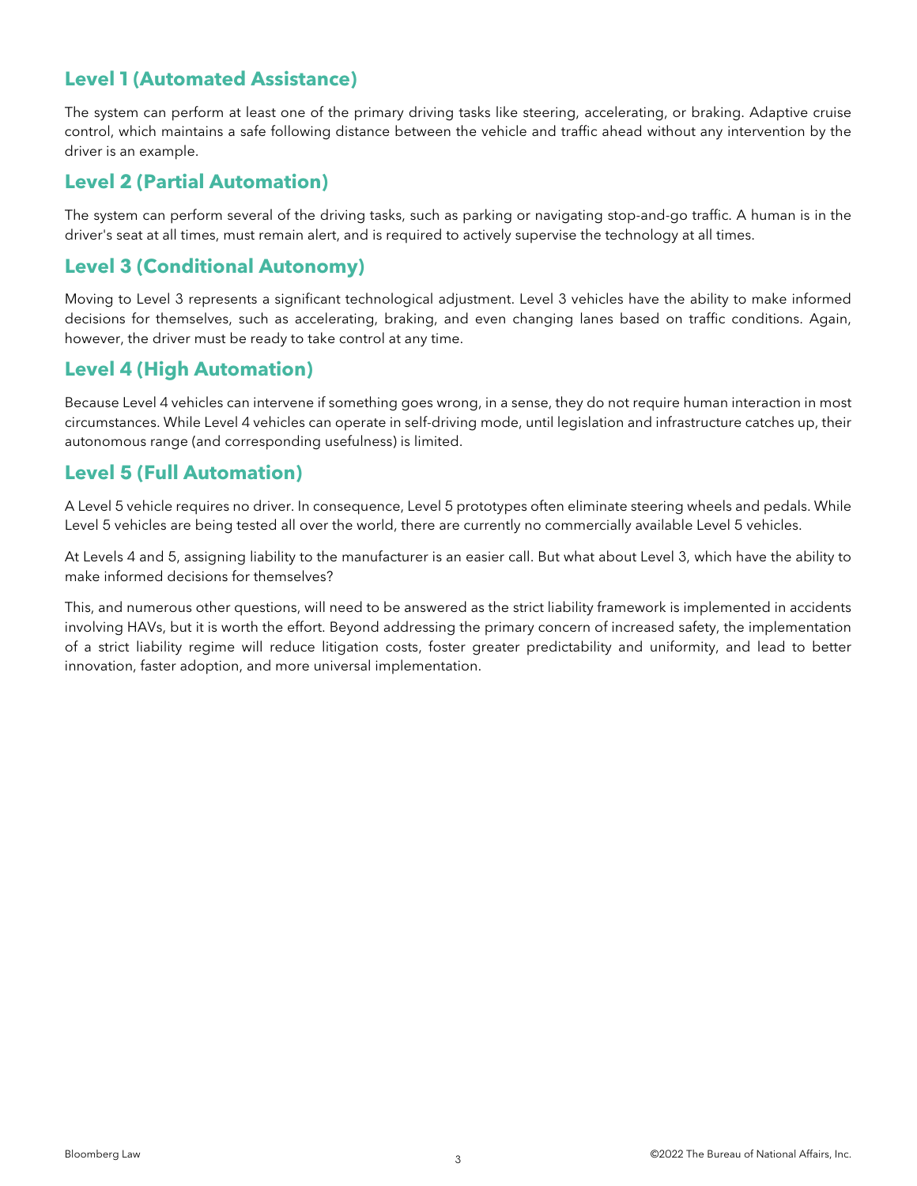## Level 1 (Automated Assistance)

The system can perform at least one of the primary driving tasks like steering, accelerating, or braking. Adaptive cruise control, which maintains a safe following distance between the vehicle and traffic ahead without any intervention by the driver is an example.

## Level 2 (Partial Automation)

The system can perform several of the driving tasks, such as parking or navigating stop-and-go traffic. A human is in the driver's seat at all times, must remain alert, and is required to actively supervise the technology at all times.

## Level 3 (Conditional Autonomy)

Moving to Level 3 represents a significant technological adjustment. Level 3 vehicles have the ability to make informed decisions for themselves, such as accelerating, braking, and even changing lanes based on traffic conditions. Again, however, the driver must be ready to take control at any time.

## Level 4 (High Automation)

Because Level 4 vehicles can intervene if something goes wrong, in a sense, they do not require human interaction in most circumstances. While Level 4 vehicles can operate in self-driving mode, until legislation and infrastructure catches up, their autonomous range (and corresponding usefulness) is limited.

## Level 5 (Full Automation)

A Level 5 vehicle requires no driver. In consequence, Level 5 prototypes often eliminate steering wheels and pedals. While Level 5 vehicles are being tested all over the world, there are currently no commercially available Level 5 vehicles.

At Levels 4 and 5, assigning liability to the manufacturer is an easier call. But what about Level 3, which have the ability to make informed decisions for themselves?

This, and numerous other questions, will need to be answered as the strict liability framework is implemented in accidents involving HAVs, but it is worth the effort. Beyond addressing the primary concern of increased safety, the implementation of a strict liability regime will reduce litigation costs, foster greater predictability and uniformity, and lead to better innovation, faster adoption, and more universal implementation.